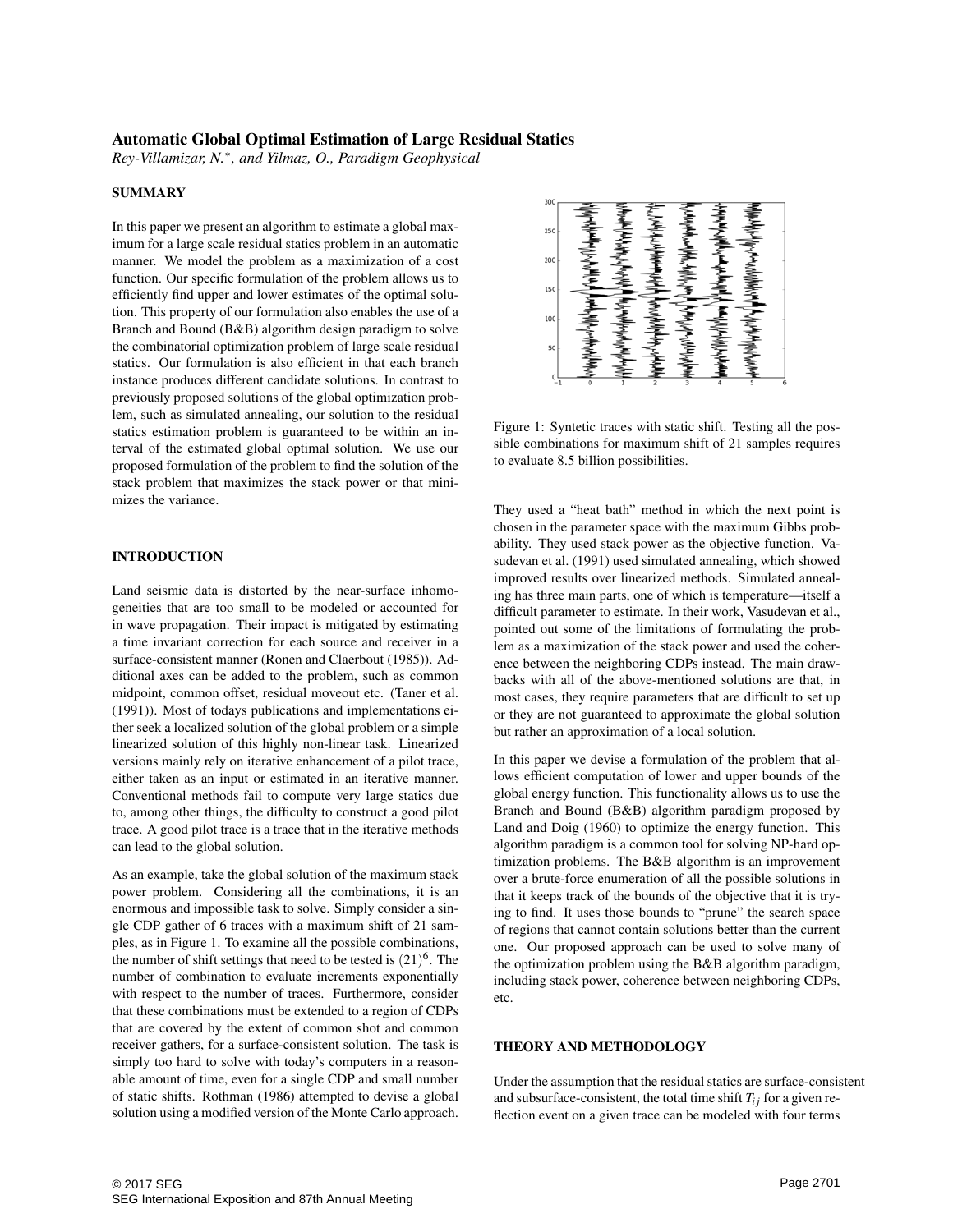# Automatic Global Optimal Estimation of Large Residual Statics

*Rey-Villamizar, N.\*, and Yilmaz, O., Paradigm Geophysical*

## SUMMARY

In this paper we present an algorithm to estimate a global maximum for a large scale residual statics problem in an automatic manner. We model the problem as a maximization of a cost function. Our specific formulation of the problem allows us to efficiently find upper and lower estimates of the optimal solution. This property of our formulation also enables the use of a Branch and Bound (B&B) algorithm design paradigm to solve the combinatorial optimization problem of large scale residual statics. Our formulation is also efficient in that each branch instance produces different candidate solutions. In contrast to previously proposed solutions of the global optimization problem, such as simulated annealing, our solution to the residual statics estimation problem is guaranteed to be within an interval of the estimated global optimal solution. We use our proposed formulation of the problem to find the solution of the stack problem that maximizes the stack power or that minimizes the variance.

## INTRODUCTION

Land seismic data is distorted by the near-surface inhomogeneities that are too small to be modeled or accounted for in wave propagation. Their impact is mitigated by estimating a time invariant correction for each source and receiver in a surface-consistent manner (Ronen and Claerbout (1985)). Additional axes can be added to the problem, such as common midpoint, common offset, residual moveout etc. (Taner et al. (1991)). Most of todays publications and implementations either seek a localized solution of the global problem or a simple linearized solution of this highly non-linear task. Linearized versions mainly rely on iterative enhancement of a pilot trace, either taken as an input or estimated in an iterative manner. Conventional methods fail to compute very large statics due to, among other things, the difficulty to construct a good pilot trace. A good pilot trace is a trace that in the iterative methods can lead to the global solution.

As an example, take the global solution of the maximum stack power problem. Considering all the combinations, it is an enormous and impossible task to solve. Simply consider a single CDP gather of 6 traces with a maximum shift of 21 samples, as in Figure 1. To examine all the possible combinations, the number of shift settings that need to be tested is $(21)^6$. The number of combination to evaluate increments exponentially with respect to the number of traces. Furthermore, consider that these combinations must be extended to a region of CDPs that are covered by the extent of common shot and common receiver gathers, for a surface-consistent solution. The task is simply too hard to solve with today's computers in a reasonable amount of time, even for a single CDP and small number of static shifts. Rothman (1986) attempted to devise a global solution using a modified version of the Monte Carlo approach.

Figure 1: Syntetic traces with static shift. Testing all the possible combinations for maximum shift of 21 samples requires to evaluate 8.5 billion possibilities.

They used a "heat bath" method in which the next point is chosen in the parameter space with the maximum Gibbs probability. They used stack power as the objective function. Vasudevan et al. (1991) used simulated annealing, which showed improved results over linearized methods. Simulated annealing has three main parts, one of which is temperature—itself a difficult parameter to estimate. In their work, Vasudevan et al., pointed out some of the limitations of formulating the problem as a maximization of the stack power and used the coherence between the neighboring CDPs instead. The main drawbacks with all of the above-mentioned solutions are that, in most cases, they require parameters that are difficult to set up or they are not guaranteed to approximate the global solution but rather an approximation of a local solution.

In this paper we devise a formulation of the problem that allows efficient computation of lower and upper bounds of the global energy function. This functionality allows us to use the Branch and Bound (B&B) algorithm paradigm proposed by Land and Doig (1960) to optimize the energy function. This algorithm paradigm is a common tool for solving NP-hard optimization problems. The B&B algorithm is an improvement over a brute-force enumeration of all the possible solutions in that it keeps track of the bounds of the objective that it is trying to find. It uses those bounds to "prune" the search space of regions that cannot contain solutions better than the current one. Our proposed approach can be used to solve many of the optimization problem using the B&B algorithm paradigm, including stack power, coherence between neighboring CDPs, etc.

## THEORY AND METHODOLOGY

Under the assumption that the residual statics are surface-consistent and subsurface-consistent, the total time shift $T_{ij}$ for a given reflection event on a given trace can be modeled with four terms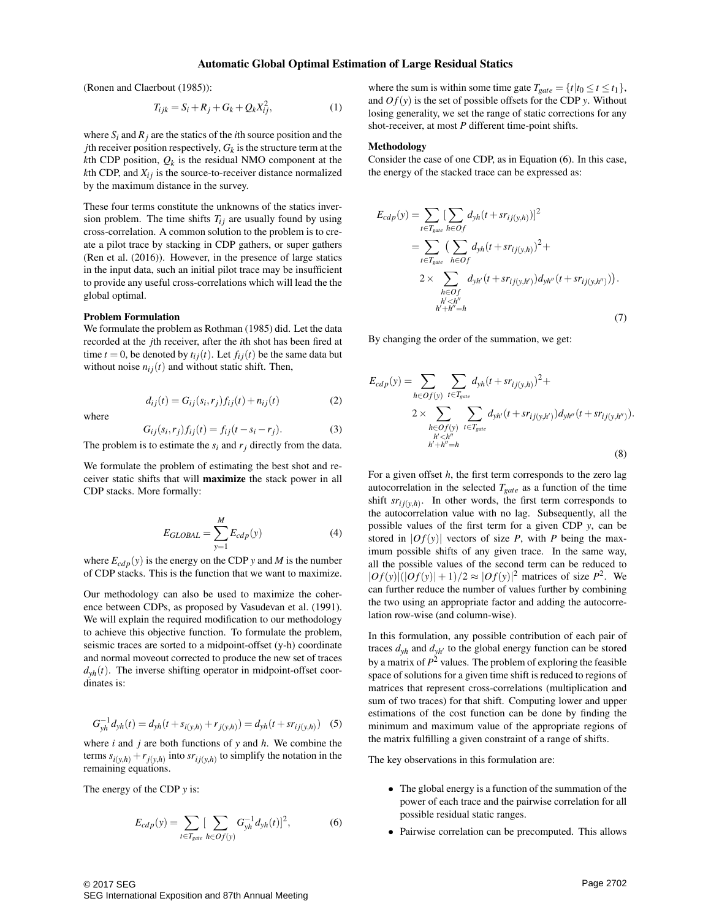(Ronen and Claerbout (1985)):

$$T_{ijk} = S_i + R_j + G_k + Q_k X_{ij}^2, \tag{1}$$

where $S_i$ and $R_j$ are the statics of the $i$th source position and the $j$th receiver position respectively, $G_k$ is the structure term at the $k$th CDP position, $Q_k$ is the residual NMO component at the $k$th CDP, and $X_{ij}$ is the source-to-receiver distance normalized by the maximum distance in the survey.

These four terms constitute the unknowns of the statics inversion problem. The time shifts $T_{ij}$ are usually found by using cross-correlation. A common solution to the problem is to create a pilot trace by stacking in CDP gathers, or super gathers (Ren et al. (2016)). However, in the presence of large statics in the input data, such an initial pilot trace may be insufficient to provide any useful cross-correlations which will lead the the global optimal.

**Problem Formulation**

We formulate the problem as Rothman (1985) did. Let the data recorded at the $j$th receiver, after the $i$th shot has been fired at time $t = 0$, be denoted by $t_{ij}(t)$. Let $f_{ij}(t)$ be the same data but without noise $n_{ij}(t)$ and without static shift. Then,

$$d_{ij}(t) = G_{ij}(s_i, r_j) f_{ij}(t) + n_{ij}(t) \tag{2}$$

where

$$G_{ij}(s_i, r_j) f_{ij}(t) = f_{ij}(t - s_i - r_j). \tag{3}$$

The problem is to estimate the $s_i$ and $r_j$ directly from the data.

We formulate the problem of estimating the best shot and receiver static shifts that will **maximize** the stack power in all CDP stacks. More formally:

$$E_{GLOBAL} = \sum_{y=1}^{M} E_{cdp}(y) \tag{4}$$

where $E_{cdp}(y)$ is the energy on the CDP $y$ and $M$ is the number of CDP stacks. This is the function that we want to maximize.

Our methodology can also be used to maximize the coherence between CDPs, as proposed by Vasudevan et al. (1991). We will explain the required modification to our methodology to achieve this objective function. To formulate the problem, seismic traces are sorted to a midpoint-offset (y-h) coordinate and normal moveout corrected to produce the new set of traces $d_{yh}(t)$. The inverse shifting operator in midpoint-offset coordinates is:

$$G_{yh}^{-1} d_{yh}(t) = d_{yh}(t + s_{i(y,h)} + r_{j(y,h)}) = d_{yh}(t + sr_{ij(y,h)}) \tag{5}$$

where $i$ and $j$ are both functions of $y$ and $h$. We combine the terms $s_{i(y,h)} + r_{j(y,h)}$ into $sr_{ij(y,h)}$ to simplify the notation in the remaining equations.

The energy of the CDP $y$ is:

$$E_{cdp}(y) = \sum_{t \in T_{gate}} \Big[ \sum_{h \in Of(y)} G_{yh}^{-1} d_{yh}(t) \Big]^2, \tag{6}$$

where the sum is within some time gate $T_{gate} = \{t | t_0 \le t \le t_1\}$, and $Of(y)$ is the set of possible offsets for the CDP $y$. Without losing generality, we set the range of static corrections for any shot-receiver, at most $P$ different time-point shifts.

**Methodology**

Consider the case of one CDP, as in Equation (6). In this case, the energy of the stacked trace can be expressed as:

$$\begin{aligned}
E_{cdp}(y) &= \sum_{t \in T_{gate}} \Big[ \sum_{h \in Of} d_{yh}(t + sr_{ij(y,h)}) \Big]^2 \\
&= \sum_{t \in T_{gate}} \Big( \sum_{h \in Of} d_{yh}(t + sr_{ij(y,h)})^2 + \\
&\quad 2 \times \sum_{\substack{h \in Of \\ h' < h'' \\ h' + h'' = h}} d_{yh'}(t + sr_{ij(y,h')}) d_{yh''}(t + sr_{ij(y,h'')}) \Big).
\end{aligned} \tag{7}$$

By changing the order of the summation, we get:

$$\begin{aligned}
E_{cdp}(y) = & \sum_{h \in Of(y)} \sum_{t \in T_{gate}} d_{yh}(t + sr_{ij(y,h)})^2 + \\
& 2 \times \sum_{\substack{h \in Of(y) \\ h' < h'' \\ h' + h'' = h}} \sum_{t \in T_{gate}} d_{yh'}(t + sr_{ij(y,h')}) d_{yh''}(t + sr_{ij(y,h'')}).
\end{aligned} \tag{8}$$

For a given offset $h$, the first term corresponds to the zero lag autocorrelation in the selected $T_{gate}$ as a function of the time shift $sr_{ij(y,h)}$. In other words, the first term corresponds to the autocorrelation value with no lag. Subsequently, all the possible values of the first term for a given CDP $y$, can be stored in $|Of(y)|$ vectors of size $P$, with $P$ being the maximum possible shifts of any given trace. In the same way, all the possible values of the second term can be reduced to $|Of(y)|(|Of(y)|+1)/2 \approx |Of(y)|^2$ matrices of size $P^2$. We can further reduce the number of values further by combining the two using an appropriate factor and adding the autocorrelation row-wise (and column-wise).

In this formulation, any possible contribution of each pair of traces $d_{yh}$ and $d_{yh'}$ to the global energy function can be stored by a matrix of $P^2$ values. The problem of exploring the feasible space of solutions for a given time shift is reduced to regions of matrices that represent cross-correlations (multiplication and sum of two traces) for that shift. Computing lower and upper estimations of the cost function can be done by finding the minimum and maximum value of the appropriate regions of the matrix fulfilling a given constraint of a range of shifts.

The key observations in this formulation are:

- The global energy is a function of the summation of the power of each trace and the pairwise correlation for all possible residual static ranges.
- Pairwise correlation can be precomputed. This allows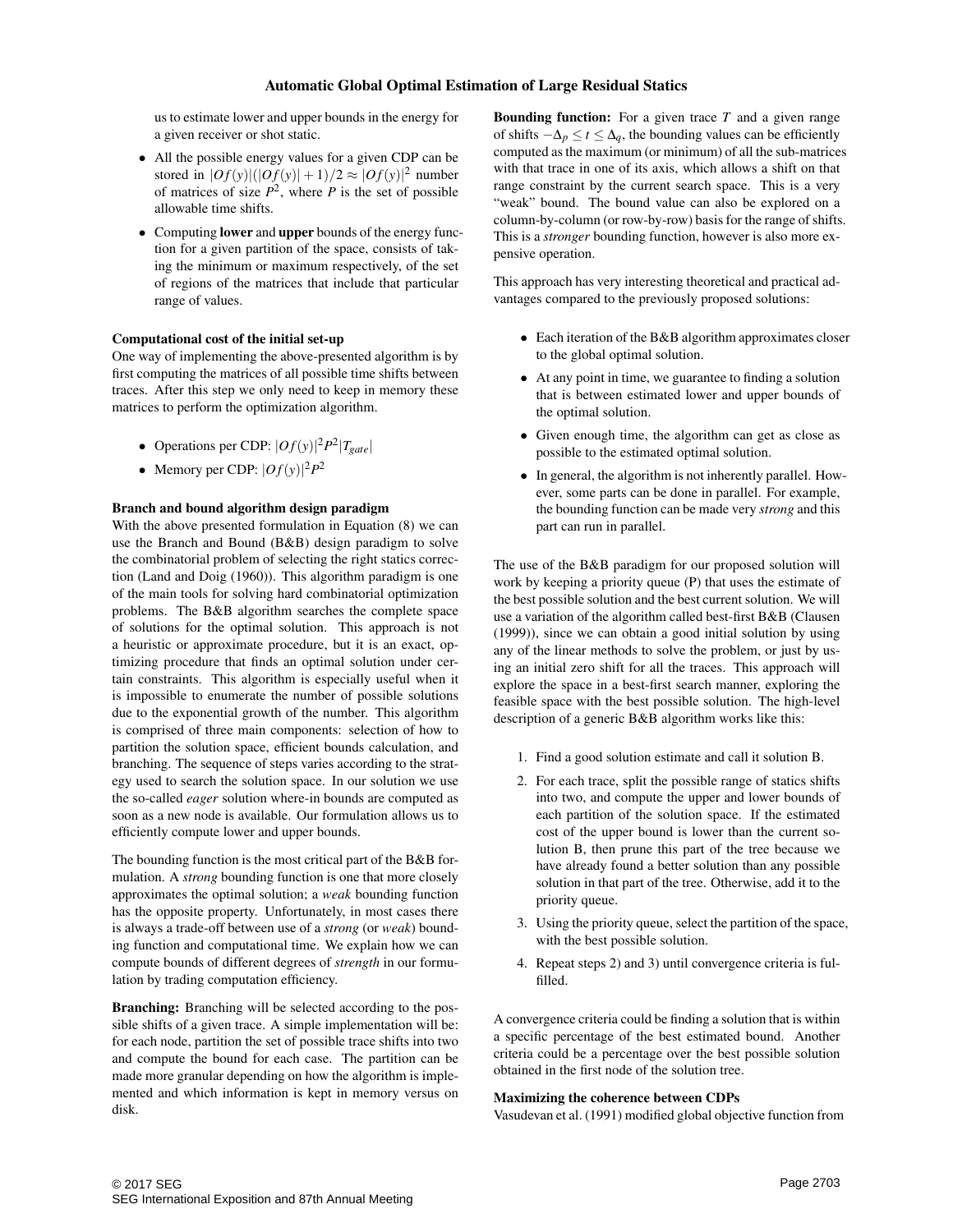us to estimate lower and upper bounds in the energy for a given receiver or shot static.

- All the possible energy values for a given CDP can be stored in $|Of(y)|(|Of(y)|+1)/2 \approx |Of(y)|^2$ number of matrices of size $P^2$, where $P$ is the set of possible allowable time shifts.
- Computing **lower** and **upper** bounds of the energy function for a given partition of the space, consists of taking the minimum or maximum respectively, of the set of regions of the matrices that include that particular range of values.

**Computational cost of the initial set-up**

One way of implementing the above-presented algorithm is by first computing the matrices of all possible time shifts between traces. After this step we only need to keep in memory these matrices to perform the optimization algorithm.

- Operations per CDP: $|Of(y)|^2 P^2 |T_{gate}|$
- Memory per CDP: $|Of(y)|^2 P^2$

**Branch and bound algorithm design paradigm**

With the above presented formulation in Equation (8) we can use the Branch and Bound (B&B) design paradigm to solve the combinatorial problem of selecting the right statics correction (Land and Doig (1960)). This algorithm paradigm is one of the main tools for solving hard combinatorial optimization problems. The B&B algorithm searches the complete space of solutions for the optimal solution. This approach is not a heuristic or approximate procedure, but it is an exact, optimizing procedure that finds an optimal solution under certain constraints. This algorithm is especially useful when it is impossible to enumerate the number of possible solutions due to the exponential growth of the number. This algorithm is comprised of three main components: selection of how to partition the solution space, efficient bounds calculation, and branching. The sequence of steps varies according to the strategy used to search the solution space. In our solution we use the so-called *eager* solution where-in bounds are computed as soon as a new node is available. Our formulation allows us to efficiently compute lower and upper bounds.

The bounding function is the most critical part of the B&B formulation. A *strong* bounding function is one that more closely approximates the optimal solution; a *weak* bounding function has the opposite property. Unfortunately, in most cases there is always a trade-off between use of a *strong* (or *weak*) bounding function and computational time. We explain how we can compute bounds of different degrees of *strength* in our formulation by trading computation efficiency.

**Branching:** Branching will be selected according to the possible shifts of a given trace. A simple implementation will be: for each node, partition the set of possible trace shifts into two and compute the bound for each case. The partition can be made more granular depending on how the algorithm is implemented and which information is kept in memory versus on disk.

**Bounding function:** For a given trace $T$ and a given range of shifts $-\Delta_p \leq t \leq \Delta_q$, the bounding values can be efficiently computed as the maximum (or minimum) of all the sub-matrices with that trace in one of its axis, which allows a shift on that range constraint by the current search space. This is a very "weak" bound. The bound value can also be explored on a column-by-column (or row-by-row) basis for the range of shifts. This is a *stronger* bounding function, however is also more expensive operation.

This approach has very interesting theoretical and practical advantages compared to the previously proposed solutions:

- Each iteration of the B&B algorithm approximates closer to the global optimal solution.
- At any point in time, we guarantee to finding a solution that is between estimated lower and upper bounds of the optimal solution.
- Given enough time, the algorithm can get as close as possible to the estimated optimal solution.
- In general, the algorithm is not inherently parallel. However, some parts can be done in parallel. For example, the bounding function can be made very *strong* and this part can run in parallel.

The use of the B&B paradigm for our proposed solution will work by keeping a priority queue (P) that uses the estimate of the best possible solution and the best current solution. We will use a variation of the algorithm called best-first B&B (Clausen (1999)), since we can obtain a good initial solution by using any of the linear methods to solve the problem, or just by using an initial zero shift for all the traces. This approach will explore the space in a best-first search manner, exploring the feasible space with the best possible solution. The high-level description of a generic B&B algorithm works like this:

1. Find a good solution estimate and call it solution B.
2. For each trace, split the possible range of statics shifts into two, and compute the upper and lower bounds of each partition of the solution space. If the estimated cost of the upper bound is lower than the current solution B, then prune this part of the tree because we have already found a better solution than any possible solution in that part of the tree. Otherwise, add it to the priority queue.
3. Using the priority queue, select the partition of the space, with the best possible solution.
4. Repeat steps 2) and 3) until convergence criteria is fulfilled.

A convergence criteria could be finding a solution that is within a specific percentage of the best estimated bound. Another criteria could be a percentage over the best possible solution obtained in the first node of the solution tree.

**Maximizing the coherence between CDPs**

Vasudevan et al. (1991) modified global objective function from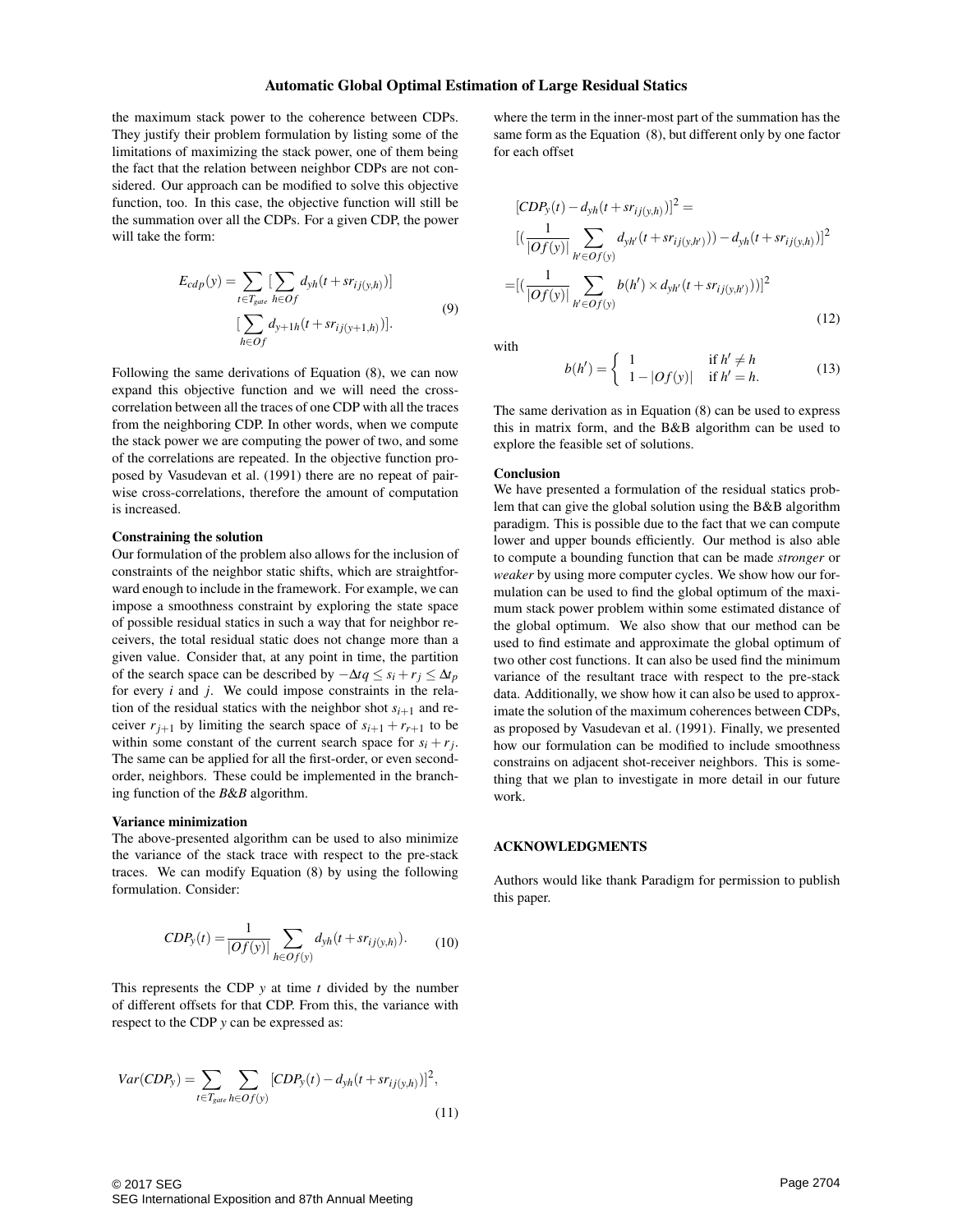the maximum stack power to the coherence between CDPs. They justify their problem formulation by listing some of the limitations of maximizing the stack power, one of them being the fact that the relation between neighbor CDPs are not considered. Our approach can be modified to solve this objective function, too. In this case, the objective function will still be the summation over all the CDPs. For a given CDP, the power will take the form:

$$E_{cdp}(y) = \sum_{t \in T_{gate}} [\sum_{h \in Of} d_{yh}(t + sr_{ij(y,h)})] [\sum_{h \in Of} d_{y+1h}(t + sr_{ij(y+1,h)})]. \tag{9}$$

Following the same derivations of Equation (8), we can now expand this objective function and we will need the cross-correlation between all the traces of one CDP with all the traces from the neighboring CDP. In other words, when we compute the stack power we are computing the power of two, and some of the correlations are repeated. In the objective function proposed by Vasudevan et al. (1991) there are no repeat of pairwise cross-correlations, therefore the amount of computation is increased.

### Constraining the solution

Our formulation of the problem also allows for the inclusion of constraints of the neighbor static shifts, which are straightforward enough to include in the framework. For example, we can impose a smoothness constraint by exploring the state space of possible residual statics in such a way that for neighbor receivers, the total residual static does not change more than a given value. Consider that, at any point in time, the partition of the search space can be described by $-\Delta tq \leq s_i + r_j \leq \Delta t_p$ for every $i$ and $j$. We could impose constraints in the relation of the residual statics with the neighbor shot $s_{i+1}$ and receiver $r_{j+1}$ by limiting the search space of $s_{i+1} + r_{r+1}$ to be within some constant of the current search space for $s_i + r_j$. The same can be applied for all the first-order, or even second-order, neighbors. These could be implemented in the branching function of the *B&B* algorithm.

### Variance minimization

The above-presented algorithm can be used to also minimize the variance of the stack trace with respect to the pre-stack traces. We can modify Equation (8) by using the following formulation. Consider:

$$CDP_y(t) = \frac{1}{|Of(y)|} \sum_{h \in Of(y)} d_{yh}(t + sr_{ij(y,h)}). \tag{10}$$

This represents the CDP $y$ at time $t$ divided by the number of different offsets for that CDP. From this, the variance with respect to the CDP $y$ can be expressed as:

$$Var(CDP_y) = \sum_{t \in T_{gate}} \sum_{h \in Of(y)} [CDP_y(t) - d_{yh}(t + sr_{ij(y,h)})]^2, \tag{11}$$

where the term in the inner-most part of the summation has the same form as the Equation (8), but different only by one factor for each offset

$$\begin{aligned}
&[CDP_y(t) - d_{yh}(t + sr_{ij(y,h)})]^2 = \\
&[(\frac{1}{|Of(y)|} \sum_{h' \in Of(y)} d_{yh'}(t + sr_{ij(y,h')})) - d_{yh}(t + sr_{ij(y,h)})]^2 \\
=&[(\frac{1}{|Of(y)|} \sum_{h' \in Of(y)} b(h') \times d_{yh'}(t + sr_{ij(y,h')}))]^2
\end{aligned} \tag{12}$$

with

$$b(h') = \begin{cases} 1 & \text{if } h' \neq h \\ 1 - |Of(y)| & \text{if } h' = h. \end{cases} \tag{13}$$

The same derivation as in Equation (8) can be used to express this in matrix form, and the B&B algorithm can be used to explore the feasible set of solutions.

### Conclusion

We have presented a formulation of the residual statics problem that can give the global solution using the B&B algorithm paradigm. This is possible due to the fact that we can compute lower and upper bounds efficiently. Our method is also able to compute a bounding function that can be made *stronger* or *weaker* by using more computer cycles. We show how our formulation can be used to find the global optimum of the maximum stack power problem within some estimated distance of the global optimum. We also show that our method can be used to find estimate and approximate the global optimum of two other cost functions. It can also be used find the minimum variance of the resultant trace with respect to the pre-stack data. Additionally, we show how it can also be used to approximate the solution of the maximum coherences between CDPs, as proposed by Vasudevan et al. (1991). Finally, we presented how our formulation can be modified to include smoothness constrains on adjacent shot-receiver neighbors. This is something that we plan to investigate in more detail in our future work.

## ACKNOWLEDGMENTS

Authors would like thank Paradigm for permission to publish this paper.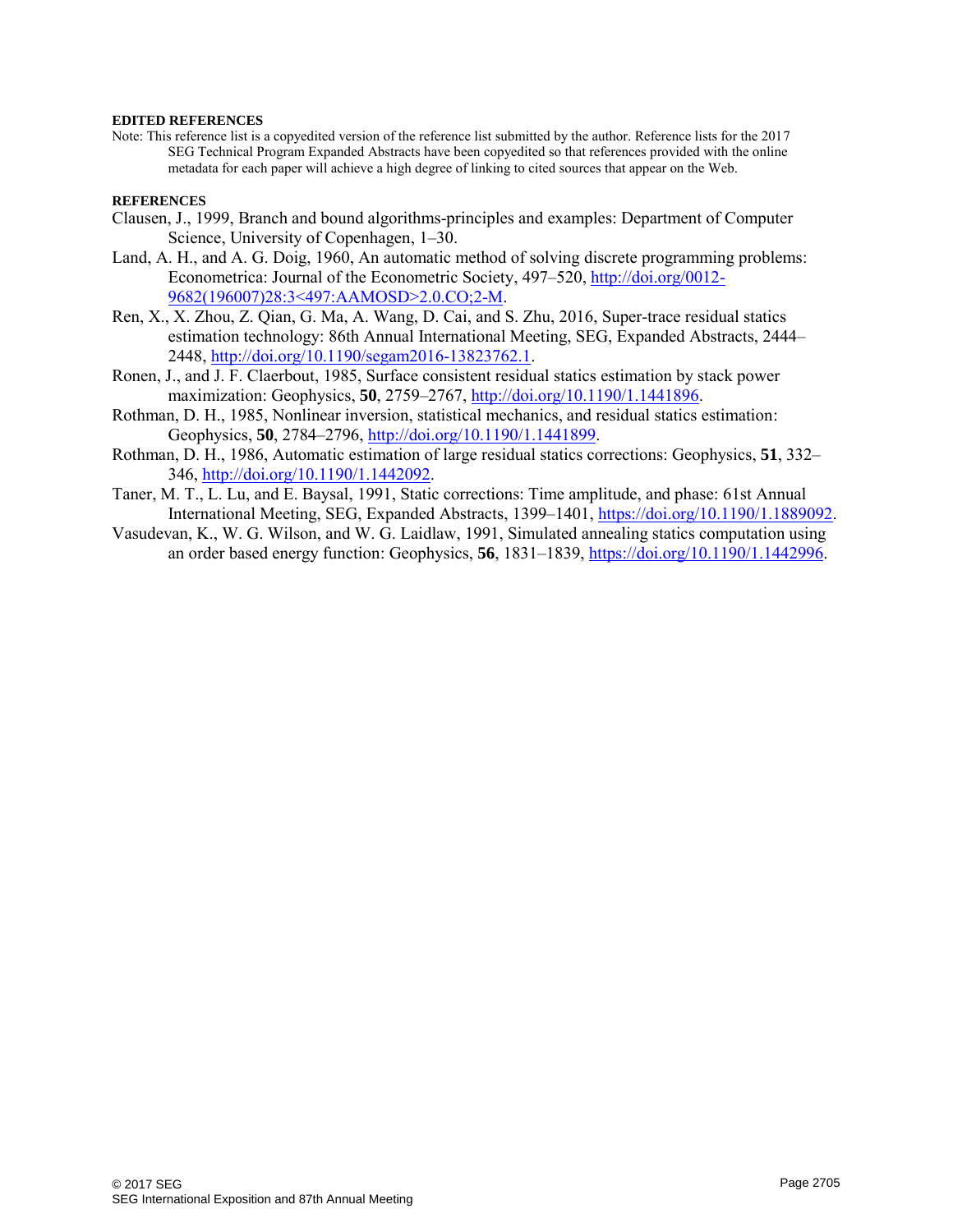**EDITED REFERENCES**

Note: This reference list is a copyedited version of the reference list submitted by the author. Reference lists for the 2017 SEG Technical Program Expanded Abstracts have been copyedited so that references provided with the online metadata for each paper will achieve a high degree of linking to cited sources that appear on the Web.

**REFERENCES**

Clausen, J., 1999, Branch and bound algorithms-principles and examples: Department of Computer Science, University of Copenhagen, 1–30.

Land, A. H., and A. G. Doig, 1960, An automatic method of solving discrete programming problems: Econometrica: Journal of the Econometric Society, 497–520, http://doi.org/0012-9682(196007)28:3<497:AAMOSD>2.0.CO;2-M.

Ren, X., X. Zhou, Z. Qian, G. Ma, A. Wang, D. Cai, and S. Zhu, 2016, Super-trace residual statics estimation technology: 86th Annual International Meeting, SEG, Expanded Abstracts, 2444–2448, http://doi.org/10.1190/segam2016-13823762.1.

Ronen, J., and J. F. Claerbout, 1985, Surface consistent residual statics estimation by stack power maximization: Geophysics, **50**, 2759–2767, http://doi.org/10.1190/1.1441896.

Rothman, D. H., 1985, Nonlinear inversion, statistical mechanics, and residual statics estimation: Geophysics, **50**, 2784–2796, http://doi.org/10.1190/1.1441899.

Rothman, D. H., 1986, Automatic estimation of large residual statics corrections: Geophysics, **51**, 332–346, http://doi.org/10.1190/1.1442092.

Taner, M. T., L. Lu, and E. Baysal, 1991, Static corrections: Time amplitude, and phase: 61st Annual International Meeting, SEG, Expanded Abstracts, 1399–1401, https://doi.org/10.1190/1.1889092.

Vasudevan, K., W. G. Wilson, and W. G. Laidlaw, 1991, Simulated annealing statics computation using an order based energy function: Geophysics, **56**, 1831–1839, https://doi.org/10.1190/1.1442996.